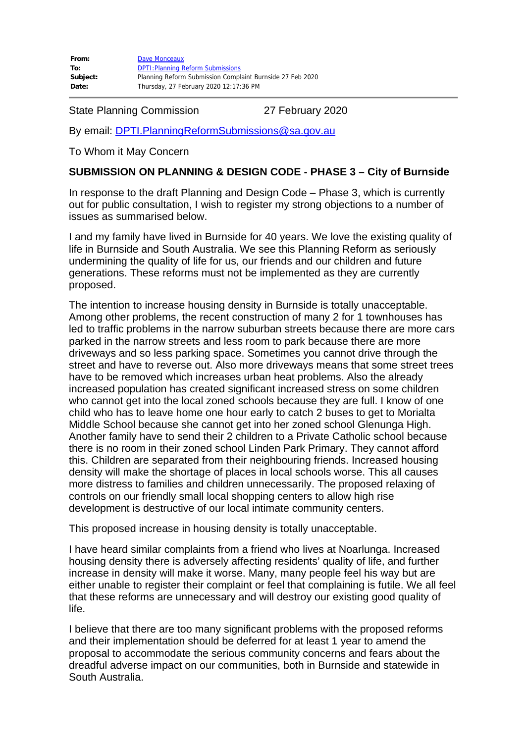| | |
|---|---|
| **From:** | Dave Monceaux |
| **To:** | DPTI:Planning Reform Submissions |
| **Subject:** | Planning Reform Submission Complaint Burnside 27 Feb 2020 |
| **Date:** | Thursday, 27 February 2020 12:17:36 PM |

State Planning Commission 27 February 2020

By email: DPTI.PlanningReformSubmissions@sa.gov.au

To Whom it May Concern

**SUBMISSION ON PLANNING & DESIGN CODE - PHASE 3 – City of Burnside**

In response to the draft Planning and Design Code – Phase 3, which is currently out for public consultation, I wish to register my strong objections to a number of issues as summarised below.

I and my family have lived in Burnside for 40 years. We love the existing quality of life in Burnside and South Australia. We see this Planning Reform as seriously undermining the quality of life for us, our friends and our children and future generations. These reforms must not be implemented as they are currently proposed.

The intention to increase housing density in Burnside is totally unacceptable. Among other problems, the recent construction of many 2 for 1 townhouses has led to traffic problems in the narrow suburban streets because there are more cars parked in the narrow streets and less room to park because there are more driveways and so less parking space. Sometimes you cannot drive through the street and have to reverse out. Also more driveways means that some street trees have to be removed which increases urban heat problems. Also the already increased population has created significant increased stress on some children who cannot get into the local zoned schools because they are full. I know of one child who has to leave home one hour early to catch 2 buses to get to Morialta Middle School because she cannot get into her zoned school Glenunga High. Another family have to send their 2 children to a Private Catholic school because there is no room in their zoned school Linden Park Primary. They cannot afford this. Children are separated from their neighbouring friends. Increased housing density will make the shortage of places in local schools worse. This all causes more distress to families and children unnecessarily. The proposed relaxing of controls on our friendly small local shopping centers to allow high rise development is destructive of our local intimate community centers.

This proposed increase in housing density is totally unacceptable.

I have heard similar complaints from a friend who lives at Noarlunga. Increased housing density there is adversely affecting residents' quality of life, and further increase in density will make it worse. Many, many people feel his way but are either unable to register their complaint or feel that complaining is futile. We all feel that these reforms are unnecessary and will destroy our existing good quality of life.

I believe that there are too many significant problems with the proposed reforms and their implementation should be deferred for at least 1 year to amend the proposal to accommodate the serious community concerns and fears about the dreadful adverse impact on our communities, both in Burnside and statewide in South Australia.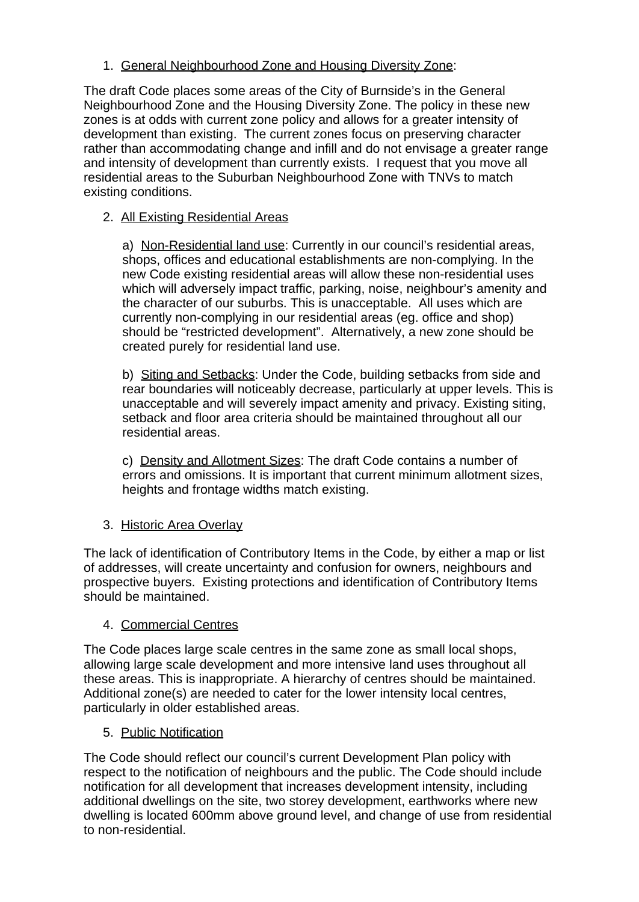1. <u>General Neighbourhood Zone and Housing Diversity Zone</u>:

The draft Code places some areas of the City of Burnside's in the General Neighbourhood Zone and the Housing Diversity Zone. The policy in these new zones is at odds with current zone policy and allows for a greater intensity of development than existing. The current zones focus on preserving character rather than accommodating change and infill and do not envisage a greater range and intensity of development than currently exists. I request that you move all residential areas to the Suburban Neighbourhood Zone with TNVs to match existing conditions.

2. <u>All Existing Residential Areas</u>

   a) <u>Non-Residential land use</u>: Currently in our council's residential areas, shops, offices and educational establishments are non-complying. In the new Code existing residential areas will allow these non-residential uses which will adversely impact traffic, parking, noise, neighbour's amenity and the character of our suburbs. This is unacceptable. All uses which are currently non-complying in our residential areas (eg. office and shop) should be "restricted development". Alternatively, a new zone should be created purely for residential land use.

   b) <u>Siting and Setbacks</u>: Under the Code, building setbacks from side and rear boundaries will noticeably decrease, particularly at upper levels. This is unacceptable and will severely impact amenity and privacy. Existing siting, setback and floor area criteria should be maintained throughout all our residential areas.

   c) <u>Density and Allotment Sizes</u>: The draft Code contains a number of errors and omissions. It is important that current minimum allotment sizes, heights and frontage widths match existing.

3. <u>Historic Area Overlay</u>

The lack of identification of Contributory Items in the Code, by either a map or list of addresses, will create uncertainty and confusion for owners, neighbours and prospective buyers. Existing protections and identification of Contributory Items should be maintained.

4. <u>Commercial Centres</u>

The Code places large scale centres in the same zone as small local shops, allowing large scale development and more intensive land uses throughout all these areas. This is inappropriate. A hierarchy of centres should be maintained. Additional zone(s) are needed to cater for the lower intensity local centres, particularly in older established areas.

5. <u>Public Notification</u>

The Code should reflect our council's current Development Plan policy with respect to the notification of neighbours and the public. The Code should include notification for all development that increases development intensity, including additional dwellings on the site, two storey development, earthworks where new dwelling is located 600mm above ground level, and change of use from residential to non-residential.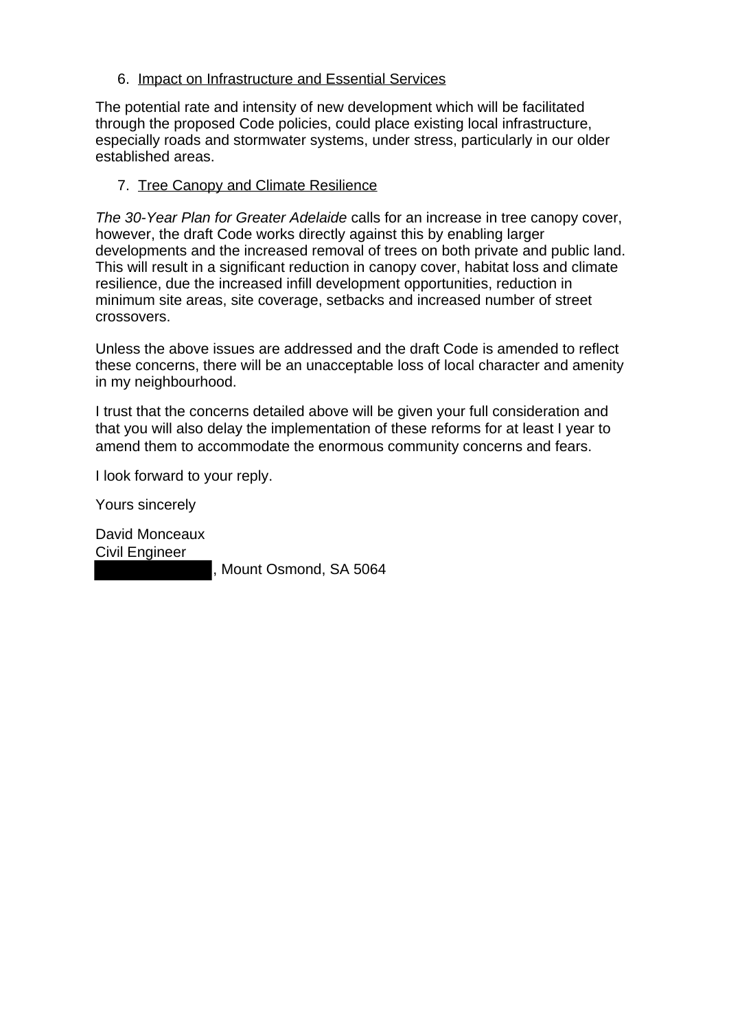6. <u>Impact on Infrastructure and Essential Services</u>

The potential rate and intensity of new development which will be facilitated through the proposed Code policies, could place existing local infrastructure, especially roads and stormwater systems, under stress, particularly in our older established areas.

7. <u>Tree Canopy and Climate Resilience</u>

*The 30-Year Plan for Greater Adelaide* calls for an increase in tree canopy cover, however, the draft Code works directly against this by enabling larger developments and the increased removal of trees on both private and public land. This will result in a significant reduction in canopy cover, habitat loss and climate resilience, due the increased infill development opportunities, reduction in minimum site areas, site coverage, setbacks and increased number of street crossovers.

Unless the above issues are addressed and the draft Code is amended to reflect these concerns, there will be an unacceptable loss of local character and amenity in my neighbourhood.

I trust that the concerns detailed above will be given your full consideration and that you will also delay the implementation of these reforms for at least I year to amend them to accommodate the enormous community concerns and fears.

I look forward to your reply.

Yours sincerely

David Monceaux
Civil Engineer
[REDACTED], Mount Osmond, SA 5064